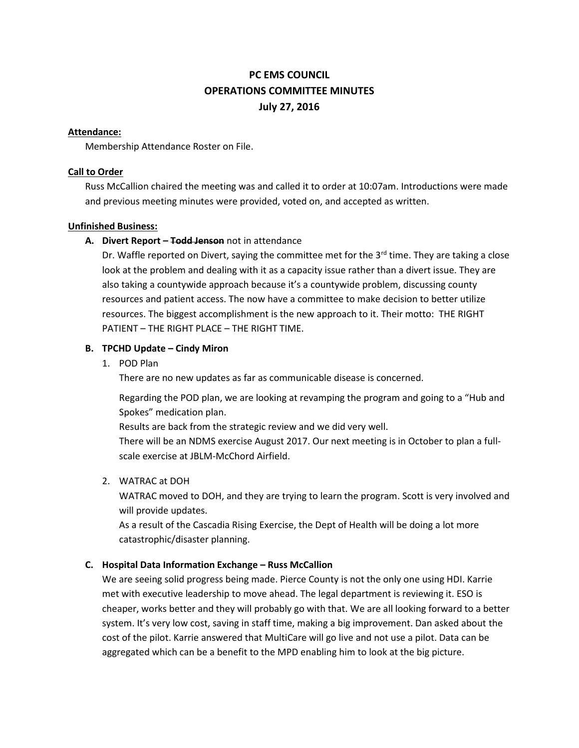# PC EMS COUNCIL
# OPERATIONS COMMITTEE MINUTES
# July 27, 2016

**Attendance:**

Membership Attendance Roster on File.

**Call to Order**

Russ McCallion chaired the meeting was and called it to order at 10:07am. Introductions were made and previous meeting minutes were provided, voted on, and accepted as written.

**Unfinished Business:**

**A. Divert Report – ~~Todd Jenson~~** not in attendance

Dr. Waffle reported on Divert, saying the committee met for the 3rd time. They are taking a close look at the problem and dealing with it as a capacity issue rather than a divert issue. They are also taking a countywide approach because it's a countywide problem, discussing county resources and patient access. The now have a committee to make decision to better utilize resources. The biggest accomplishment is the new approach to it. Their motto: THE RIGHT PATIENT – THE RIGHT PLACE – THE RIGHT TIME.

**B. TPCHD Update – Cindy Miron**

1. POD Plan

   There are no new updates as far as communicable disease is concerned.

   Regarding the POD plan, we are looking at revamping the program and going to a "Hub and Spokes" medication plan.
   Results are back from the strategic review and we did very well.
   There will be an NDMS exercise August 2017. Our next meeting is in October to plan a full-scale exercise at JBLM-McChord Airfield.

2. WATRAC at DOH

   WATRAC moved to DOH, and they are trying to learn the program. Scott is very involved and will provide updates.
   As a result of the Cascadia Rising Exercise, the Dept of Health will be doing a lot more catastrophic/disaster planning.

**C. Hospital Data Information Exchange – Russ McCallion**

We are seeing solid progress being made. Pierce County is not the only one using HDI. Karrie met with executive leadership to move ahead. The legal department is reviewing it. ESO is cheaper, works better and they will probably go with that. We are all looking forward to a better system. It's very low cost, saving in staff time, making a big improvement. Dan asked about the cost of the pilot. Karrie answered that MultiCare will go live and not use a pilot. Data can be aggregated which can be a benefit to the MPD enabling him to look at the big picture.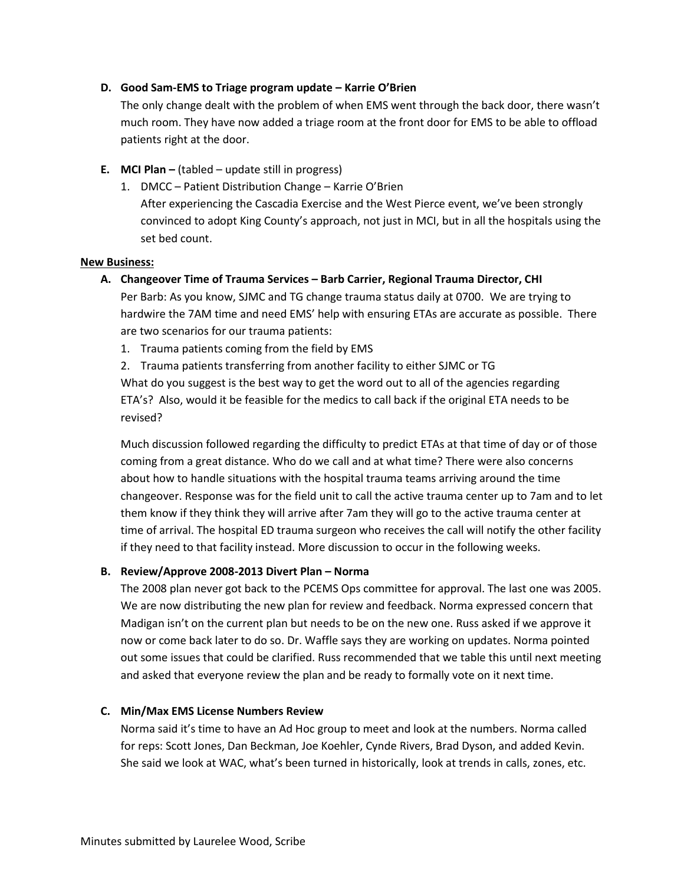**D. Good Sam-EMS to Triage program update – Karrie O'Brien**

The only change dealt with the problem of when EMS went through the back door, there wasn't much room. They have now added a triage room at the front door for EMS to be able to offload patients right at the door.

**E. MCI Plan –** (tabled – update still in progress)

1. DMCC – Patient Distribution Change – Karrie O'Brien
   After experiencing the Cascadia Exercise and the West Pierce event, we've been strongly convinced to adopt King County's approach, not just in MCI, but in all the hospitals using the set bed count.

**New Business:**

**A. Changeover Time of Trauma Services – Barb Carrier, Regional Trauma Director, CHI**

Per Barb: As you know, SJMC and TG change trauma status daily at 0700. We are trying to hardwire the 7AM time and need EMS' help with ensuring ETAs are accurate as possible. There are two scenarios for our trauma patients:

1. Trauma patients coming from the field by EMS
2. Trauma patients transferring from another facility to either SJMC or TG

What do you suggest is the best way to get the word out to all of the agencies regarding ETA's? Also, would it be feasible for the medics to call back if the original ETA needs to be revised?

Much discussion followed regarding the difficulty to predict ETAs at that time of day or of those coming from a great distance. Who do we call and at what time? There were also concerns about how to handle situations with the hospital trauma teams arriving around the time changeover. Response was for the field unit to call the active trauma center up to 7am and to let them know if they think they will arrive after 7am they will go to the active trauma center at time of arrival. The hospital ED trauma surgeon who receives the call will notify the other facility if they need to that facility instead. More discussion to occur in the following weeks.

**B. Review/Approve 2008-2013 Divert Plan – Norma**

The 2008 plan never got back to the PCEMS Ops committee for approval. The last one was 2005. We are now distributing the new plan for review and feedback. Norma expressed concern that Madigan isn't on the current plan but needs to be on the new one. Russ asked if we approve it now or come back later to do so. Dr. Waffle says they are working on updates. Norma pointed out some issues that could be clarified. Russ recommended that we table this until next meeting and asked that everyone review the plan and be ready to formally vote on it next time.

**C. Min/Max EMS License Numbers Review**

Norma said it's time to have an Ad Hoc group to meet and look at the numbers. Norma called for reps: Scott Jones, Dan Beckman, Joe Koehler, Cynde Rivers, Brad Dyson, and added Kevin. She said we look at WAC, what's been turned in historically, look at trends in calls, zones, etc.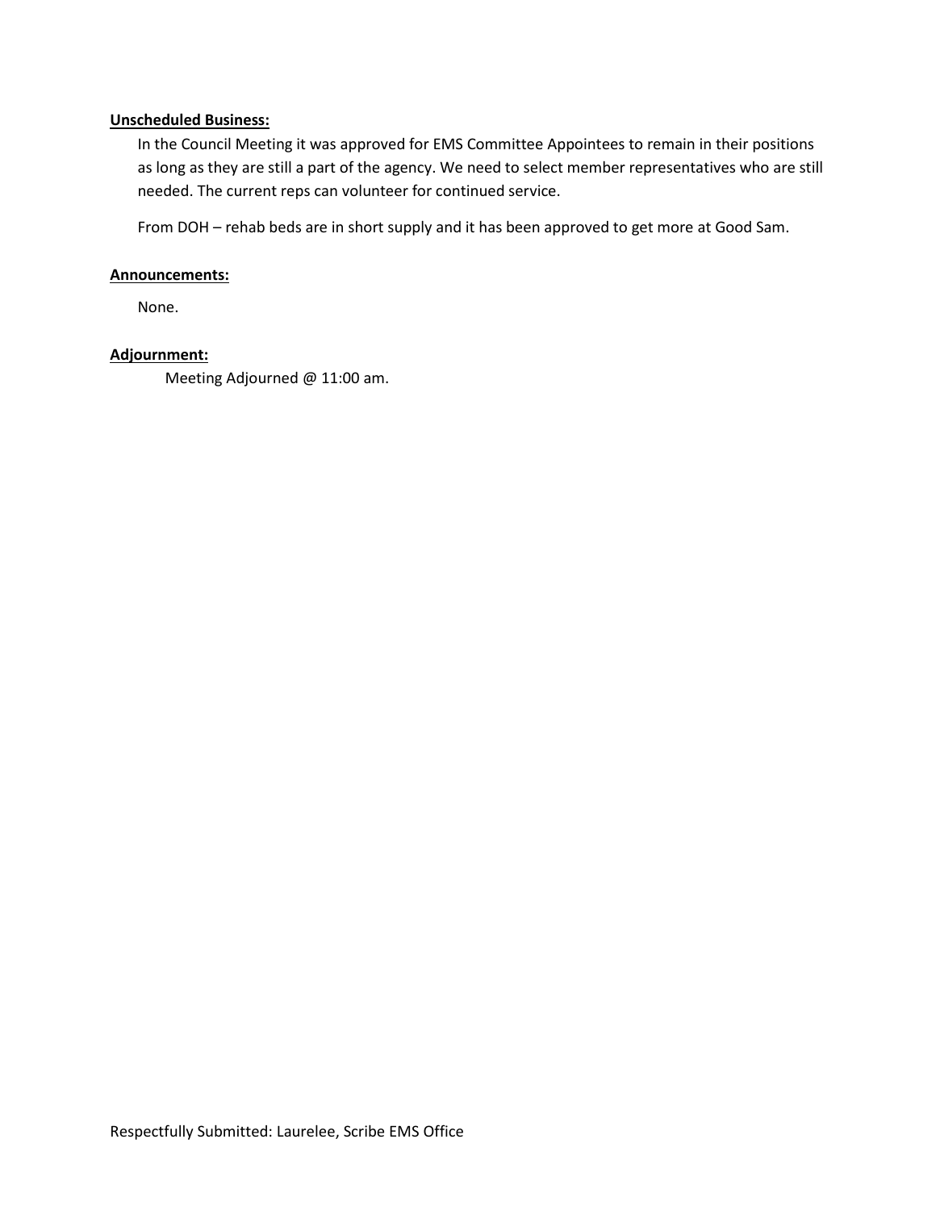**Unscheduled Business:**

In the Council Meeting it was approved for EMS Committee Appointees to remain in their positions as long as they are still a part of the agency. We need to select member representatives who are still needed. The current reps can volunteer for continued service.

From DOH – rehab beds are in short supply and it has been approved to get more at Good Sam.

**Announcements:**

None.

**Adjournment:**

Meeting Adjourned @ 11:00 am.

Respectfully Submitted: Laurelee, Scribe EMS Office